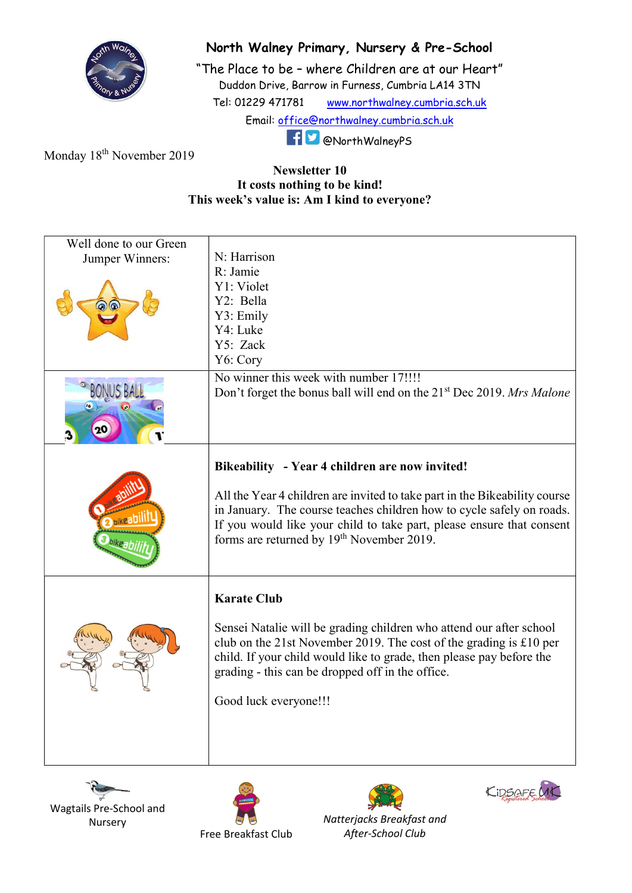# North Walney Primary, Nursery & Pre-School

"The Place to be – where Children are at our Heart"

Duddon Drive, Barrow in Furness, Cumbria LA14 3TN

Tel: 01229 471781 www.northwalney.cumbria.sch.uk

Email: office@northwalney.cumbria.sch.uk

@NorthWalneyPS

Monday 18th November 2019

**Newsletter 10**

**It costs nothing to be kind!**

**This week's value is: Am I kind to everyone?**

| | |
|---|---|
| Well done to our Green Jumper Winners: | N: Harrison<br>R: Jamie<br>Y1: Violet<br>Y2: Bella<br>Y3: Emily<br>Y4: Luke<br>Y5: Zack<br>Y6: Cory |
| | No winner this week with number 17!!!!<br>Don't forget the bonus ball will end on the 21st Dec 2019. *Mrs Malone* |
| | **Bikeability - Year 4 children are now invited!**<br><br>All the Year 4 children are invited to take part in the Bikeability course in January. The course teaches children how to cycle safely on roads. If you would like your child to take part, please ensure that consent forms are returned by 19th November 2019. |
| | **Karate Club**<br><br>Sensei Natalie will be grading children who attend our after school club on the 21st November 2019. The cost of the grading is £10 per child. If your child would like to grade, then please pay before the grading - this can be dropped off in the office.<br><br>Good luck everyone!!! |

Wagtails Pre-School and Nursery

Free Breakfast Club

*Natterjacks Breakfast and After-School Club*

KidSafe UK Registered School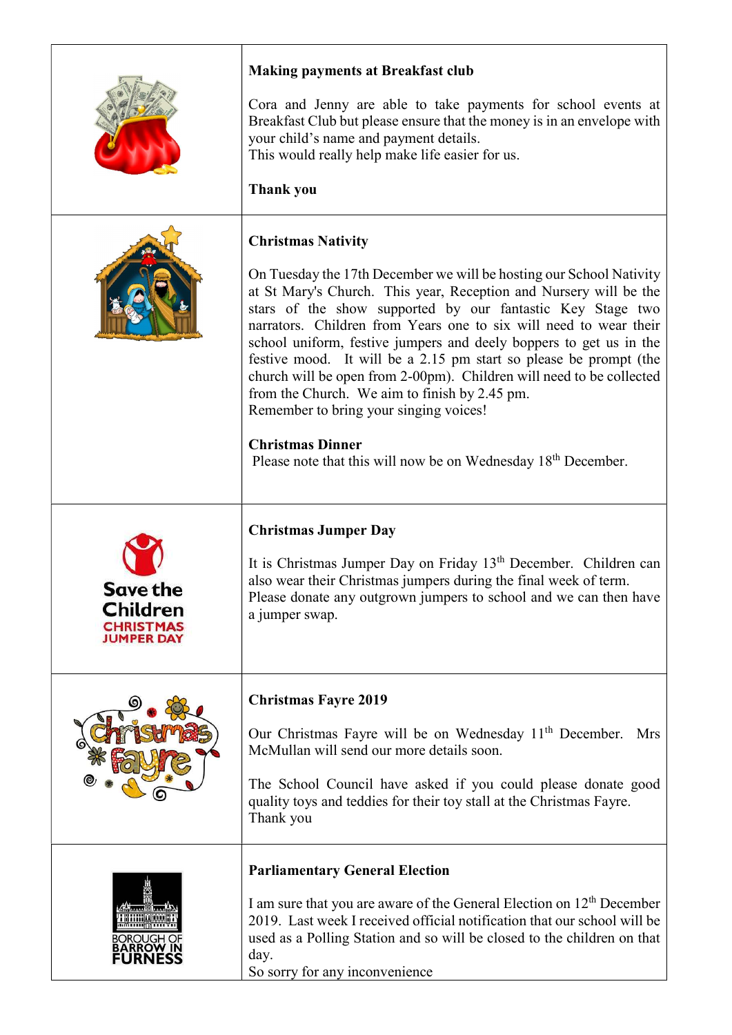### Making payments at Breakfast club

Cora and Jenny are able to take payments for school events at Breakfast Club but please ensure that the money is in an envelope with your child's name and payment details.
This would really help make life easier for us.

**Thank you**

### Christmas Nativity

On Tuesday the 17th December we will be hosting our School Nativity at St Mary's Church. This year, Reception and Nursery will be the stars of the show supported by our fantastic Key Stage two narrators. Children from Years one to six will need to wear their school uniform, festive jumpers and deely boppers to get us in the festive mood. It will be a 2.15 pm start so please be prompt (the church will be open from 2-00pm). Children will need to be collected from the Church. We aim to finish by 2.45 pm.
Remember to bring your singing voices!

### Christmas Dinner

Please note that this will now be on Wednesday 18th December.

SAVE THE CHILDREN CHRISTMAS JUMPER DAY

### Christmas Jumper Day

It is Christmas Jumper Day on Friday 13th December. Children can also wear their Christmas jumpers during the final week of term.
Please donate any outgrown jumpers to school and we can then have a jumper swap.

### Christmas Fayre 2019

Our Christmas Fayre will be on Wednesday 11th December. Mrs McMullan will send our more details soon.

The School Council have asked if you could please donate good quality toys and teddies for their toy stall at the Christmas Fayre.
Thank you

BOROUGH OF BARROW IN FURNESS

### Parliamentary General Election

I am sure that you are aware of the General Election on 12th December 2019. Last week I received official notification that our school will be used as a Polling Station and so will be closed to the children on that day.
So sorry for any inconvenience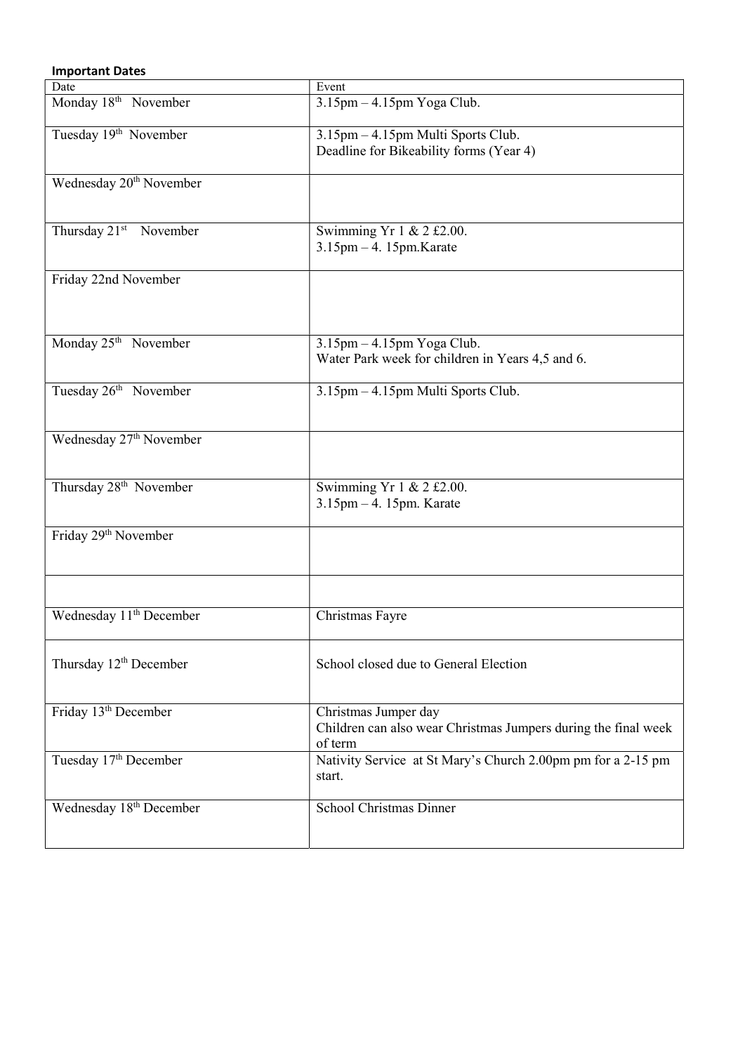**Important Dates**

| Date | Event |
|---|---|
| Monday 18th November | 3.15pm – 4.15pm Yoga Club. |
| Tuesday 19th November | 3.15pm – 4.15pm Multi Sports Club.<br>Deadline for Bikeability forms (Year 4) |
| Wednesday 20th November | |
| Thursday 21st November | Swimming Yr 1 & 2 £2.00.<br>3.15pm – 4. 15pm.Karate |
| Friday 22nd November | |
| Monday 25th November | 3.15pm – 4.15pm Yoga Club.<br>Water Park week for children in Years 4,5 and 6. |
| Tuesday 26th November | 3.15pm – 4.15pm Multi Sports Club. |
| Wednesday 27th November | |
| Thursday 28th November | Swimming Yr 1 & 2 £2.00.<br>3.15pm – 4. 15pm. Karate |
| Friday 29th November | |
| | |
| Wednesday 11th December | Christmas Fayre |
| Thursday 12th December | School closed due to General Election |
| Friday 13th December | Christmas Jumper day<br>Children can also wear Christmas Jumpers during the final week of term |
| Tuesday 17th December | Nativity Service at St Mary's Church 2.00pm pm for a 2-15 pm start. |
| Wednesday 18th December | School Christmas Dinner |